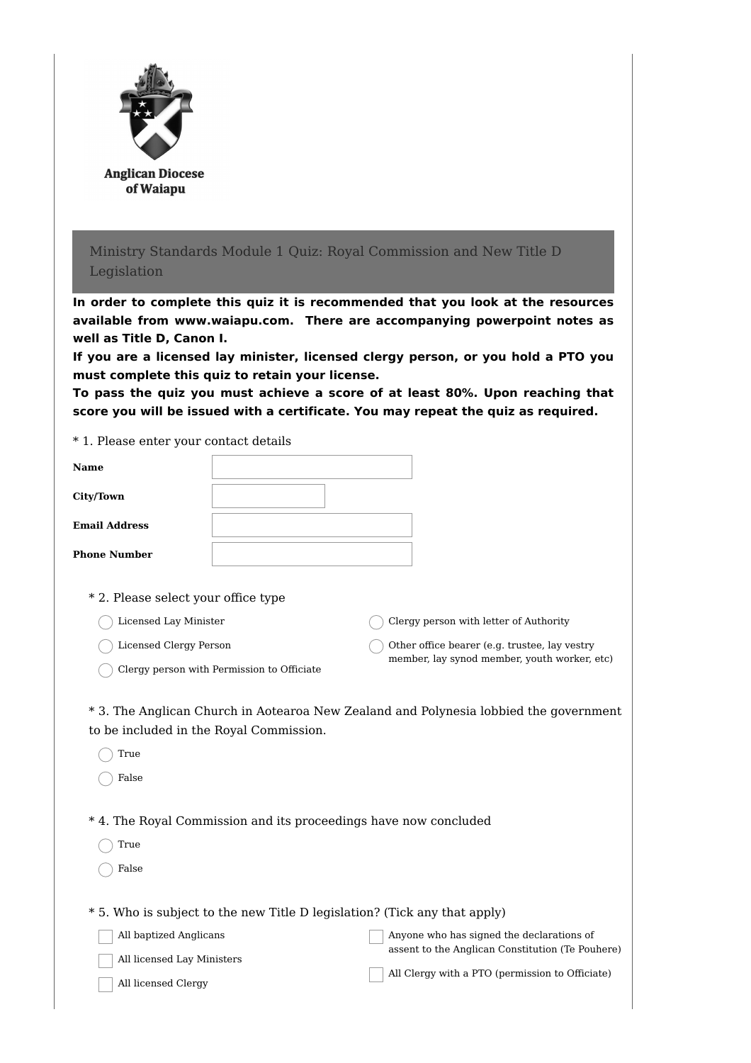Anglican Diocese of Waiapu

## Ministry Standards Module 1 Quiz: Royal Commission and New Title D Legislation

**In order to complete this quiz it is recommended that you look at the resources available from www.waiapu.com. There are accompanying powerpoint notes as well as Title D, Canon I.**

**If you are a licensed lay minister, licensed clergy person, or you hold a PTO you must complete this quiz to retain your license.**

**To pass the quiz you must achieve a score of at least 80%. Upon reaching that score you will be issued with a certificate. You may repeat the quiz as required.**

* 1. Please enter your contact details

| | |
|---|---|
| **Name** | |
| **City/Town** | |
| **Email Address** | |
| **Phone Number** | |

* 2. Please select your office type

- ◯ Licensed Lay Minister
- ◯ Licensed Clergy Person
- ◯ Clergy person with Permission to Officiate
- ◯ Clergy person with letter of Authority
- ◯ Other office bearer (e.g. trustee, lay vestry member, lay synod member, youth worker, etc)

* 3. The Anglican Church in Aotearoa New Zealand and Polynesia lobbied the government to be included in the Royal Commission.

- ◯ True
- ◯ False

* 4. The Royal Commission and its proceedings have now concluded

- ◯ True
- ◯ False

* 5. Who is subject to the new Title D legislation? (Tick any that apply)

- ☐ All baptized Anglicans
- ☐ All licensed Lay Ministers
- ☐ All licensed Clergy
- ☐ Anyone who has signed the declarations of assent to the Anglican Constitution (Te Pouhere)
- ☐ All Clergy with a PTO (permission to Officiate)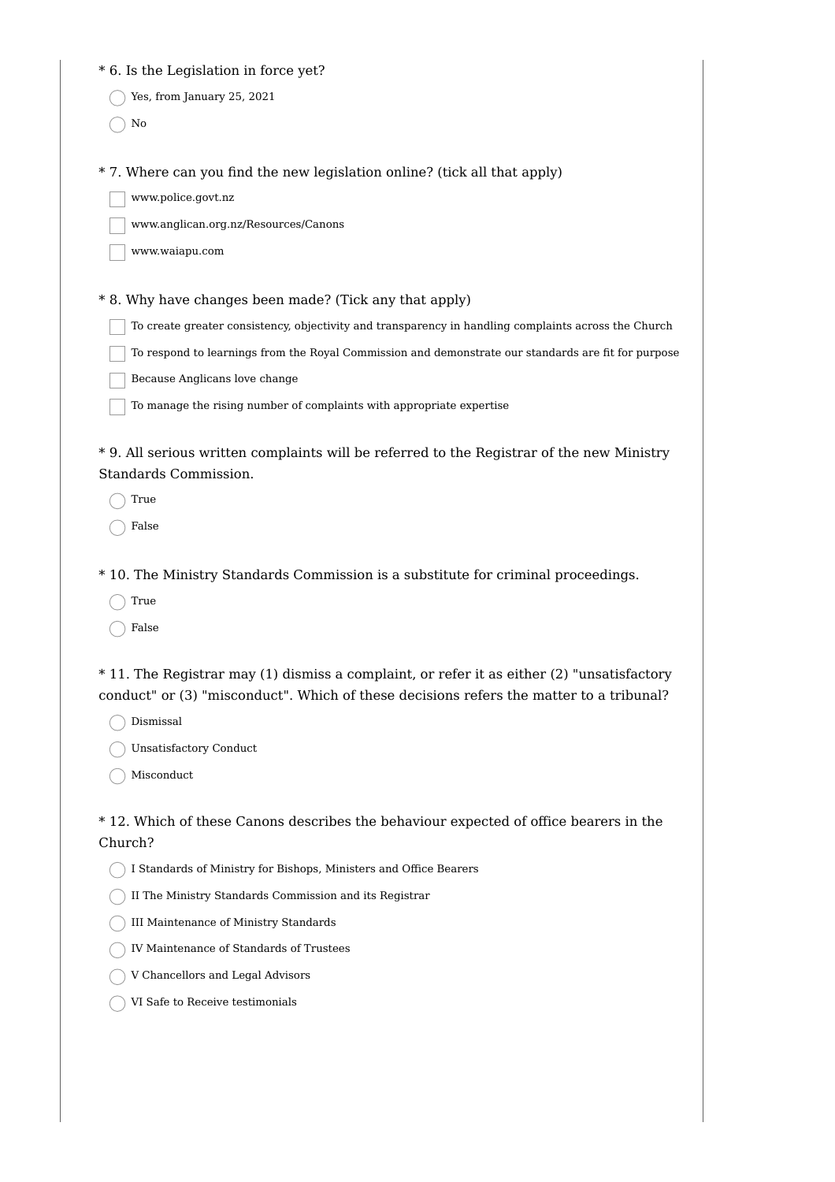\* 6. Is the Legislation in force yet?

- ◯ Yes, from January 25, 2021
- ◯ No

\* 7. Where can you find the new legislation online? (tick all that apply)

- [ ] www.police.govt.nz
- [ ] www.anglican.org.nz/Resources/Canons
- [ ] www.waiapu.com

\* 8. Why have changes been made? (Tick any that apply)

- [ ] To create greater consistency, objectivity and transparency in handling complaints across the Church
- [ ] To respond to learnings from the Royal Commission and demonstrate our standards are fit for purpose
- [ ] Because Anglicans love change
- [ ] To manage the rising number of complaints with appropriate expertise

\* 9. All serious written complaints will be referred to the Registrar of the new Ministry Standards Commission.

- ◯ True
- ◯ False

\* 10. The Ministry Standards Commission is a substitute for criminal proceedings.

- ◯ True
- ◯ False

\* 11. The Registrar may (1) dismiss a complaint, or refer it as either (2) "unsatisfactory conduct" or (3) "misconduct". Which of these decisions refers the matter to a tribunal?

- ◯ Dismissal
- ◯ Unsatisfactory Conduct
- ◯ Misconduct

\* 12. Which of these Canons describes the behaviour expected of office bearers in the Church?

- ◯ I Standards of Ministry for Bishops, Ministers and Office Bearers
- ◯ II The Ministry Standards Commission and its Registrar
- ◯ III Maintenance of Ministry Standards
- ◯ IV Maintenance of Standards of Trustees
- ◯ V Chancellors and Legal Advisors
- ◯ VI Safe to Receive testimonials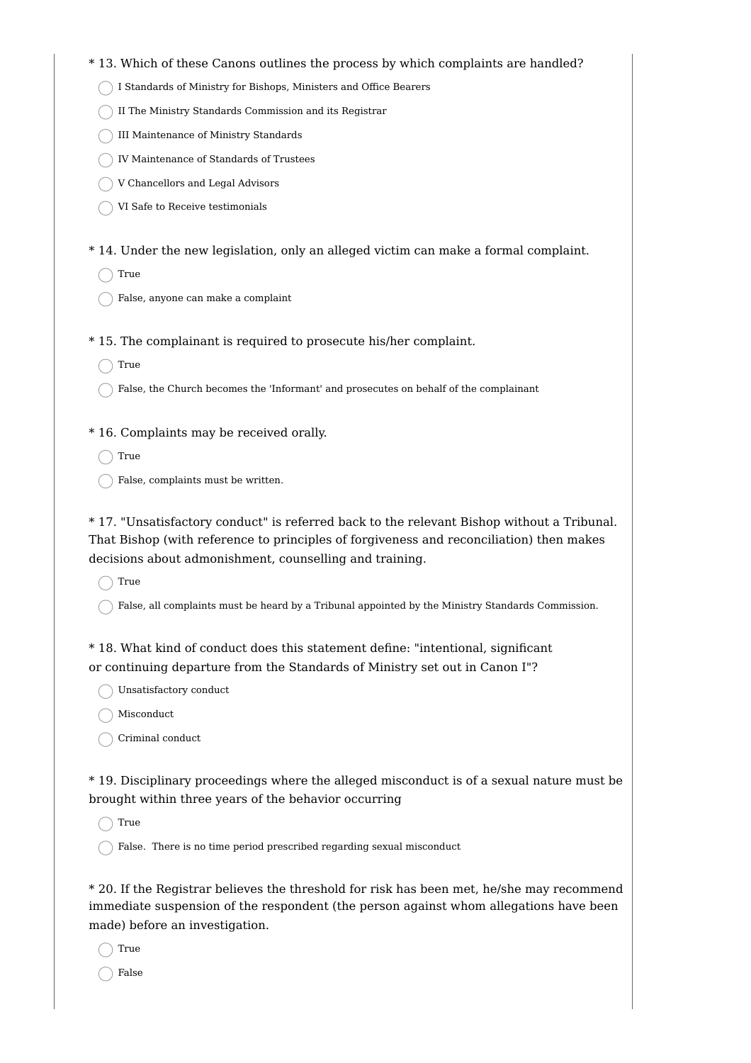* 13. Which of these Canons outlines the process by which complaints are handled?

- I Standards of Ministry for Bishops, Ministers and Office Bearers
- II The Ministry Standards Commission and its Registrar
- III Maintenance of Ministry Standards
- IV Maintenance of Standards of Trustees
- V Chancellors and Legal Advisors
- VI Safe to Receive testimonials

* 14. Under the new legislation, only an alleged victim can make a formal complaint.

- True
- False, anyone can make a complaint

* 15. The complainant is required to prosecute his/her complaint.

- True
- False, the Church becomes the 'Informant' and prosecutes on behalf of the complainant

* 16. Complaints may be received orally.

- True
- False, complaints must be written.

* 17. "Unsatisfactory conduct" is referred back to the relevant Bishop without a Tribunal. That Bishop (with reference to principles of forgiveness and reconciliation) then makes decisions about admonishment, counselling and training.

- True
- False, all complaints must be heard by a Tribunal appointed by the Ministry Standards Commission.

* 18. What kind of conduct does this statement define: "intentional, significant or continuing departure from the Standards of Ministry set out in Canon I"?

- Unsatisfactory conduct
- Misconduct
- Criminal conduct

* 19. Disciplinary proceedings where the alleged misconduct is of a sexual nature must be brought within three years of the behavior occurring

- True
- False. There is no time period prescribed regarding sexual misconduct

* 20. If the Registrar believes the threshold for risk has been met, he/she may recommend immediate suspension of the respondent (the person against whom allegations have been made) before an investigation.

- True
- False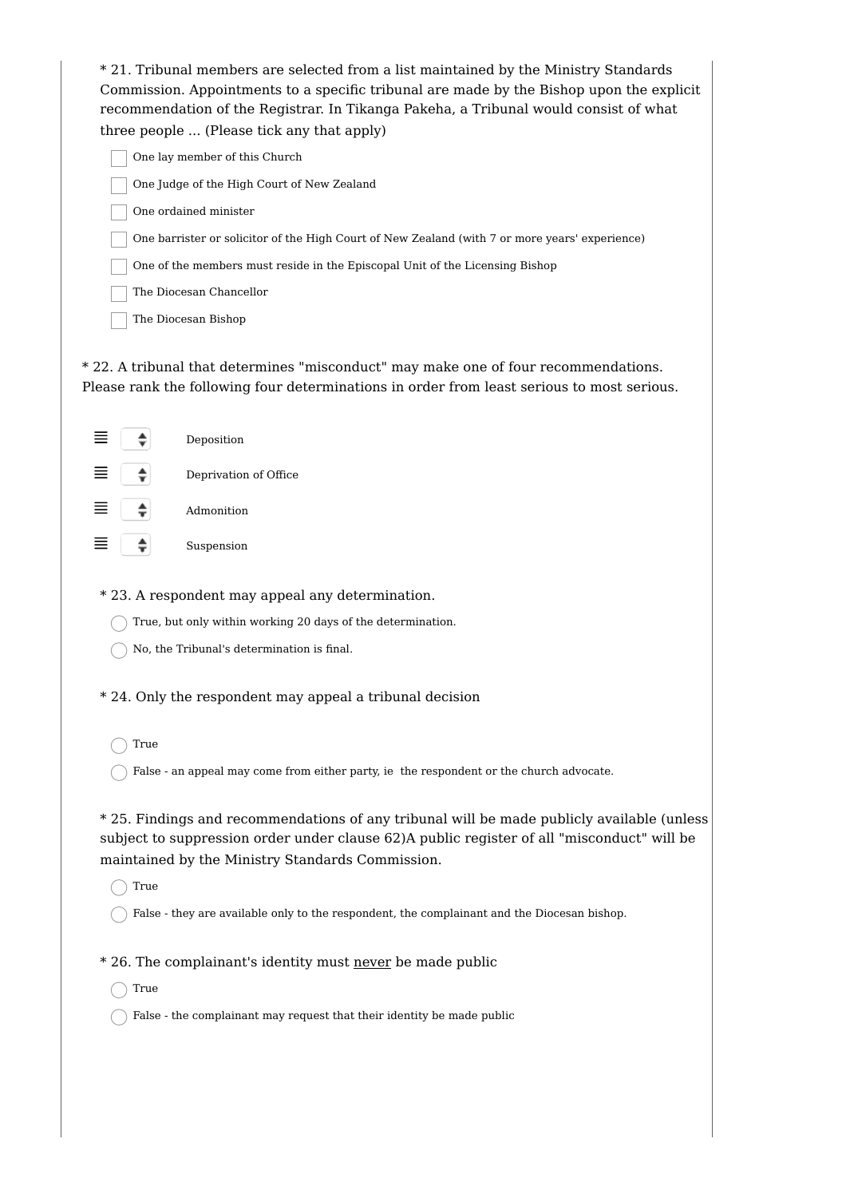\* 21. Tribunal members are selected from a list maintained by the Ministry Standards Commission. Appointments to a specific tribunal are made by the Bishop upon the explicit recommendation of the Registrar. In Tikanga Pakeha, a Tribunal would consist of what three people ... (Please tick any that apply)

- [ ] One lay member of this Church
- [ ] One Judge of the High Court of New Zealand
- [ ] One ordained minister
- [ ] One barrister or solicitor of the High Court of New Zealand (with 7 or more years' experience)
- [ ] One of the members must reside in the Episcopal Unit of the Licensing Bishop
- [ ] The Diocesan Chancellor
- [ ] The Diocesan Bishop

\* 22. A tribunal that determines "misconduct" may make one of four recommendations. Please rank the following four determinations in order from least serious to most serious.

- Deposition
- Deprivation of Office
- Admonition
- Suspension

\* 23. A respondent may appeal any determination.

- ◯ True, but only within working 20 days of the determination.
- ◯ No, the Tribunal's determination is final.

\* 24. Only the respondent may appeal a tribunal decision

- ◯ True
- ◯ False - an appeal may come from either party, ie the respondent or the church advocate.

\* 25. Findings and recommendations of any tribunal will be made publicly available (unless subject to suppression order under clause 62)A public register of all "misconduct" will be maintained by the Ministry Standards Commission.

- ◯ True
- ◯ False - they are available only to the respondent, the complainant and the Diocesan bishop.

\* 26. The complainant's identity must <u>never</u> be made public

- ◯ True
- ◯ False - the complainant may request that their identity be made public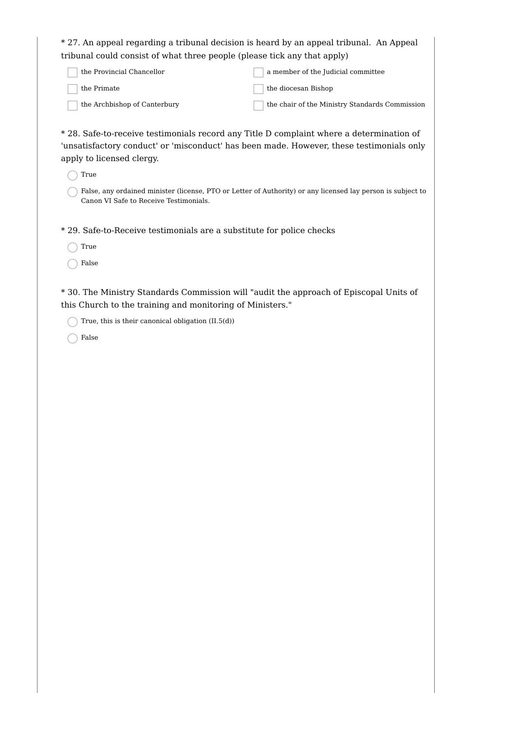* 27. An appeal regarding a tribunal decision is heard by an appeal tribunal. An Appeal tribunal could consist of what three people (please tick any that apply)

- [ ] the Provincial Chancellor
- [ ] the Primate
- [ ] the Archbishop of Canterbury
- [ ] a member of the Judicial committee
- [ ] the diocesan Bishop
- [ ] the chair of the Ministry Standards Commission

* 28. Safe-to-receive testimonials record any Title D complaint where a determination of 'unsatisfactory conduct' or 'misconduct' has been made. However, these testimonials only apply to licensed clergy.

- ( ) True
- ( ) False, any ordained minister (license, PTO or Letter of Authority) or any licensed lay person is subject to Canon VI Safe to Receive Testimonials.

* 29. Safe-to-Receive testimonials are a substitute for police checks

- ( ) True
- ( ) False

* 30. The Ministry Standards Commission will "audit the approach of Episcopal Units of this Church to the training and monitoring of Ministers."

- ( ) True, this is their canonical obligation (II.5(d))
- ( ) False